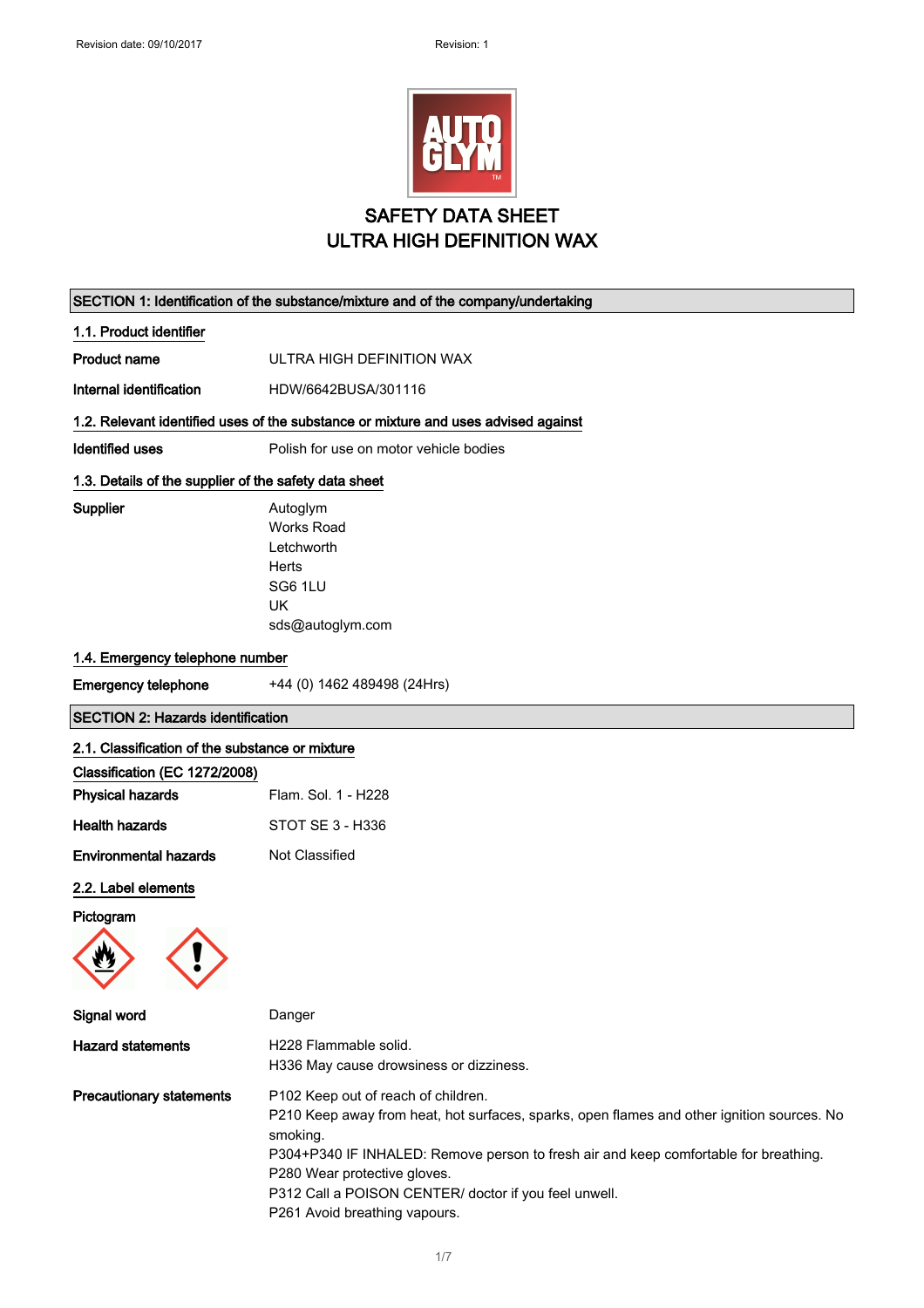# SAFETY DATA SHEET
# ULTRA HIGH DEFINITION WAX

## SECTION 1: Identification of the substance/mixture and of the company/undertaking

### 1.1. Product identifier

**Product name** ULTRA HIGH DEFINITION WAX

**Internal identification** HDW/6642BUSA/301116

### 1.2. Relevant identified uses of the substance or mixture and uses advised against

**Identified uses** Polish for use on motor vehicle bodies

### 1.3. Details of the supplier of the safety data sheet

**Supplier**
Autoglym
Works Road
Letchworth
Herts
SG6 1LU
UK
sds@autoglym.com

### 1.4. Emergency telephone number

**Emergency telephone** +44 (0) 1462 489498 (24Hrs)

## SECTION 2: Hazards identification

### 2.1. Classification of the substance or mixture

**Classification (EC 1272/2008)**

**Physical hazards** Flam. Sol. 1 - H228

**Health hazards** STOT SE 3 - H336

**Environmental hazards** Not Classified

### 2.2. Label elements

**Pictogram**

**Signal word** Danger

**Hazard statements**
H228 Flammable solid.
H336 May cause drowsiness or dizziness.

**Precautionary statements**
P102 Keep out of reach of children.
P210 Keep away from heat, hot surfaces, sparks, open flames and other ignition sources. No smoking.
P304+P340 IF INHALED: Remove person to fresh air and keep comfortable for breathing.
P280 Wear protective gloves.
P312 Call a POISON CENTER/ doctor if you feel unwell.
P261 Avoid breathing vapours.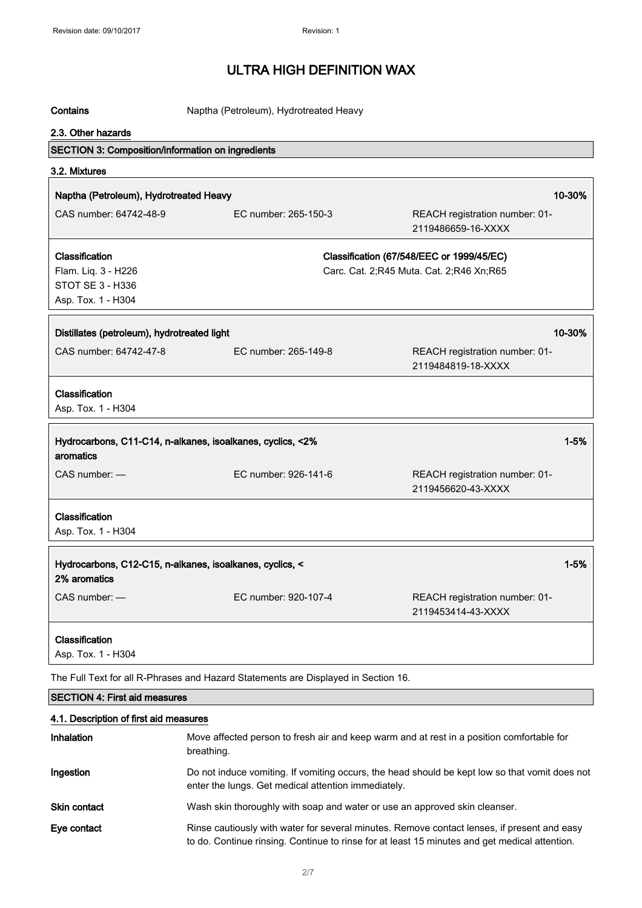| Contains | Naptha (Petroleum), Hydrotreated Heavy |
|---|---|

### 2.3. Other hazards

## SECTION 3: Composition/information on ingredients

### 3.2. Mixtures

**Naptha (Petroleum), Hydrotreated Heavy** — 10-30%

| CAS number: 64742-48-9 | EC number: 265-150-3 | REACH registration number: 01-2119486659-16-XXXX |
|---|---|---|

| **Classification** | **Classification (67/548/EEC or 1999/45/EC)** |
|---|---|
| Flam. Liq. 3 - H226<br>STOT SE 3 - H336<br>Asp. Tox. 1 - H304 | Carc. Cat. 2;R45 Muta. Cat. 2;R46 Xn;R65 |

**Distillates (petroleum), hydrotreated light** — 10-30%

| CAS number: 64742-47-8 | EC number: 265-149-8 | REACH registration number: 01-2119484819-18-XXXX |
|---|---|---|

**Classification**
Asp. Tox. 1 - H304

**Hydrocarbons, C11-C14, n-alkanes, isoalkanes, cyclics, <2% aromatics** — 1-5%

| CAS number: — | EC number: 926-141-6 | REACH registration number: 01-2119456620-43-XXXX |
|---|---|---|

**Classification**
Asp. Tox. 1 - H304

**Hydrocarbons, C12-C15, n-alkanes, isoalkanes, cyclics, < 2% aromatics** — 1-5%

| CAS number: — | EC number: 920-107-4 | REACH registration number: 01-2119453414-43-XXXX |
|---|---|---|

**Classification**
Asp. Tox. 1 - H304

The Full Text for all R-Phrases and Hazard Statements are Displayed in Section 16.

## SECTION 4: First aid measures

### 4.1. Description of first aid measures

| | |
|---|---|
| **Inhalation** | Move affected person to fresh air and keep warm and at rest in a position comfortable for breathing. |
| **Ingestion** | Do not induce vomiting. If vomiting occurs, the head should be kept low so that vomit does not enter the lungs. Get medical attention immediately. |
| **Skin contact** | Wash skin thoroughly with soap and water or use an approved skin cleanser. |
| **Eye contact** | Rinse cautiously with water for several minutes. Remove contact lenses, if present and easy to do. Continue rinsing. Continue to rinse for at least 15 minutes and get medical attention. |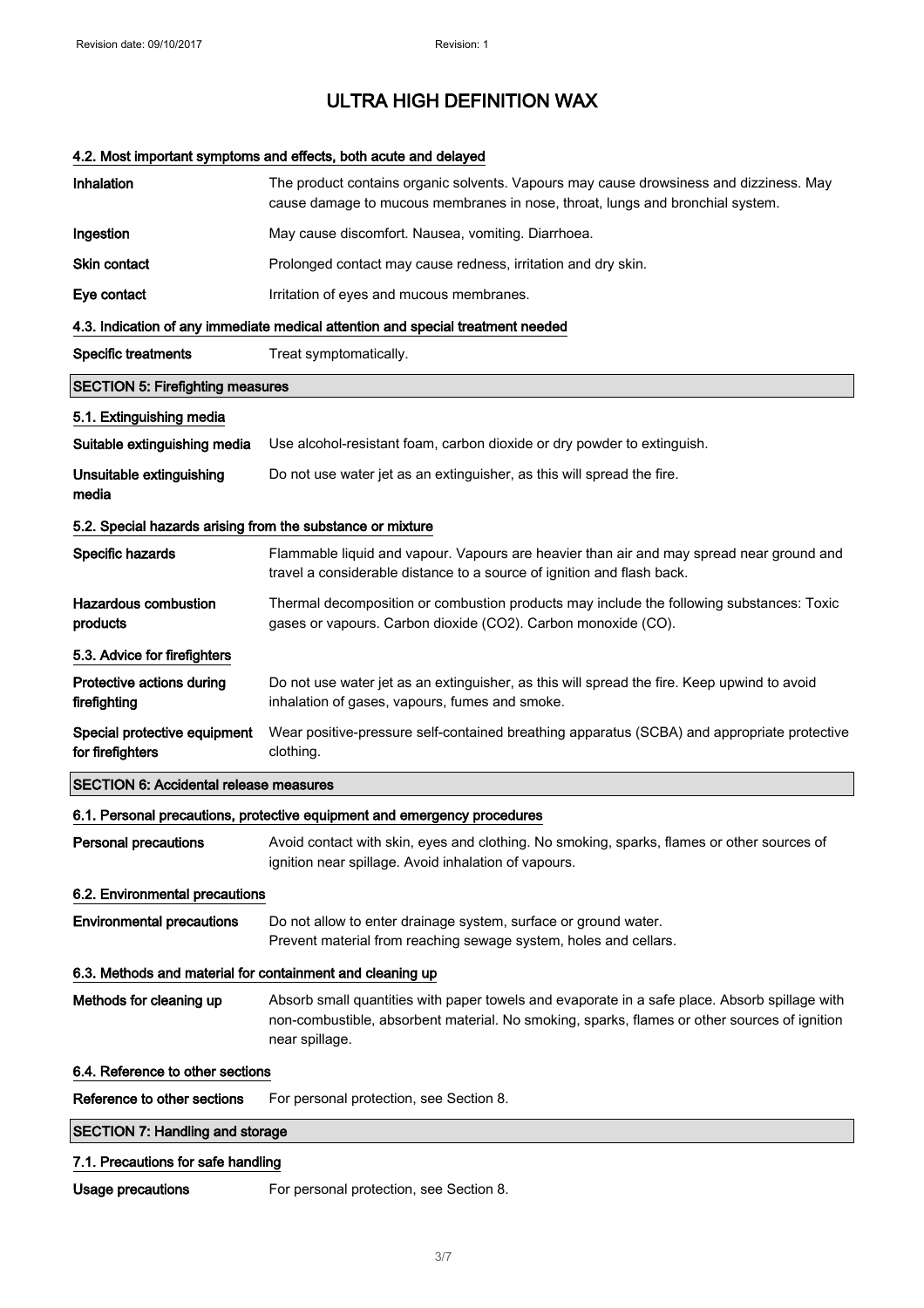# ULTRA HIGH DEFINITION WAX

### 4.2. Most important symptoms and effects, both acute and delayed

| | |
|---|---|
| **Inhalation** | The product contains organic solvents. Vapours may cause drowsiness and dizziness. May cause damage to mucous membranes in nose, throat, lungs and bronchial system. |
| **Ingestion** | May cause discomfort. Nausea, vomiting. Diarrhoea. |
| **Skin contact** | Prolonged contact may cause redness, irritation and dry skin. |
| **Eye contact** | Irritation of eyes and mucous membranes. |

### 4.3. Indication of any immediate medical attention and special treatment needed

| | |
|---|---|
| **Specific treatments** | Treat symptomatically. |

## SECTION 5: Firefighting measures

### 5.1. Extinguishing media

| | |
|---|---|
| **Suitable extinguishing media** | Use alcohol-resistant foam, carbon dioxide or dry powder to extinguish. |
| **Unsuitable extinguishing media** | Do not use water jet as an extinguisher, as this will spread the fire. |

### 5.2. Special hazards arising from the substance or mixture

| | |
|---|---|
| **Specific hazards** | Flammable liquid and vapour. Vapours are heavier than air and may spread near ground and travel a considerable distance to a source of ignition and flash back. |
| **Hazardous combustion products** | Thermal decomposition or combustion products may include the following substances: Toxic gases or vapours. Carbon dioxide ($CO_2$). Carbon monoxide (CO). |

### 5.3. Advice for firefighters

| | |
|---|---|
| **Protective actions during firefighting** | Do not use water jet as an extinguisher, as this will spread the fire. Keep upwind to avoid inhalation of gases, vapours, fumes and smoke. |
| **Special protective equipment for firefighters** | Wear positive-pressure self-contained breathing apparatus (SCBA) and appropriate protective clothing. |

## SECTION 6: Accidental release measures

### 6.1. Personal precautions, protective equipment and emergency procedures

| | |
|---|---|
| **Personal precautions** | Avoid contact with skin, eyes and clothing. No smoking, sparks, flames or other sources of ignition near spillage. Avoid inhalation of vapours. |

### 6.2. Environmental precautions

| | |
|---|---|
| **Environmental precautions** | Do not allow to enter drainage system, surface or ground water. Prevent material from reaching sewage system, holes and cellars. |

### 6.3. Methods and material for containment and cleaning up

| | |
|---|---|
| **Methods for cleaning up** | Absorb small quantities with paper towels and evaporate in a safe place. Absorb spillage with non-combustible, absorbent material. No smoking, sparks, flames or other sources of ignition near spillage. |

### 6.4. Reference to other sections

| | |
|---|---|
| **Reference to other sections** | For personal protection, see Section 8. |

## SECTION 7: Handling and storage

### 7.1. Precautions for safe handling

| | |
|---|---|
| **Usage precautions** | For personal protection, see Section 8. |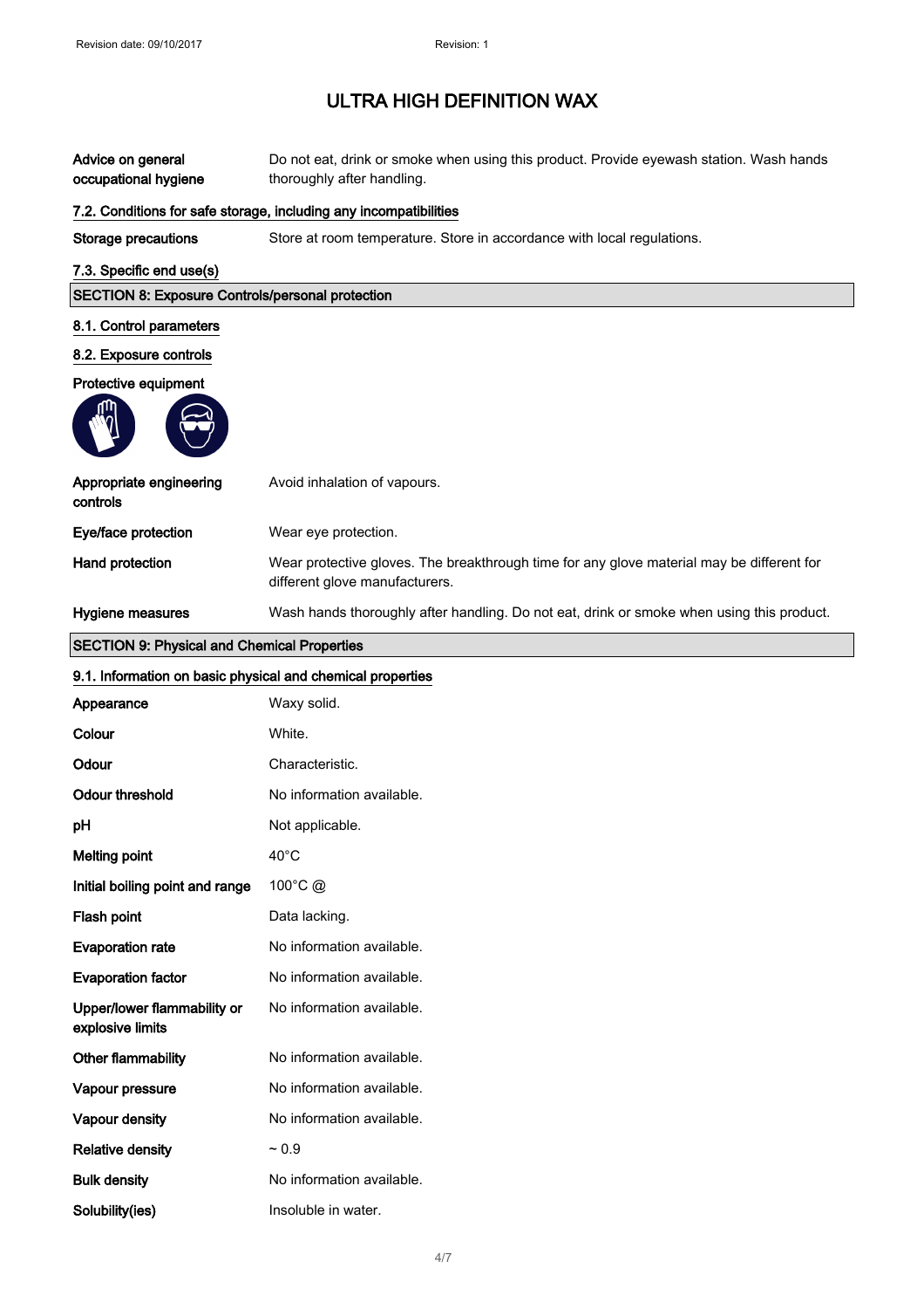# ULTRA HIGH DEFINITION WAX

| | |
|---|---|
| **Advice on general occupational hygiene** | Do not eat, drink or smoke when using this product. Provide eyewash station. Wash hands thoroughly after handling. |

### 7.2. Conditions for safe storage, including any incompatibilities

| | |
|---|---|
| **Storage precautions** | Store at room temperature. Store in accordance with local regulations. |

### 7.3. Specific end use(s)

## SECTION 8: Exposure Controls/personal protection

### 8.1. Control parameters

### 8.2. Exposure controls

**Protective equipment**

| | |
|---|---|
| **Appropriate engineering controls** | Avoid inhalation of vapours. |
| **Eye/face protection** | Wear eye protection. |
| **Hand protection** | Wear protective gloves. The breakthrough time for any glove material may be different for different glove manufacturers. |
| **Hygiene measures** | Wash hands thoroughly after handling. Do not eat, drink or smoke when using this product. |

## SECTION 9: Physical and Chemical Properties

### 9.1. Information on basic physical and chemical properties

| | |
|---|---|
| **Appearance** | Waxy solid. |
| **Colour** | White. |
| **Odour** | Characteristic. |
| **Odour threshold** | No information available. |
| **pH** | Not applicable. |
| **Melting point** | 40°C |
| **Initial boiling point and range** | 100°C @ |
| **Flash point** | Data lacking. |
| **Evaporation rate** | No information available. |
| **Evaporation factor** | No information available. |
| **Upper/lower flammability or explosive limits** | No information available. |
| **Other flammability** | No information available. |
| **Vapour pressure** | No information available. |
| **Vapour density** | No information available. |
| **Relative density** | ~ 0.9 |
| **Bulk density** | No information available. |
| **Solubility(ies)** | Insoluble in water. |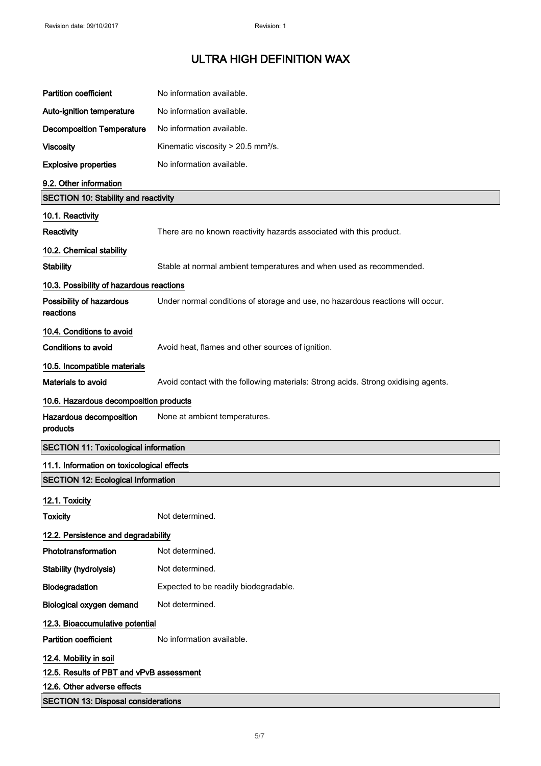# ULTRA HIGH DEFINITION WAX

| | |
|---|---|
| **Partition coefficient** | No information available. |
| **Auto-ignition temperature** | No information available. |
| **Decomposition Temperature** | No information available. |
| **Viscosity** | Kinematic viscosity > 20.5 mm²/s. |
| **Explosive properties** | No information available. |

### 9.2. Other information

## SECTION 10: Stability and reactivity

### 10.1. Reactivity

**Reactivity** There are no known reactivity hazards associated with this product.

### 10.2. Chemical stability

**Stability** Stable at normal ambient temperatures and when used as recommended.

### 10.3. Possibility of hazardous reactions

**Possibility of hazardous reactions** Under normal conditions of storage and use, no hazardous reactions will occur.

### 10.4. Conditions to avoid

**Conditions to avoid** Avoid heat, flames and other sources of ignition.

### 10.5. Incompatible materials

**Materials to avoid** Avoid contact with the following materials: Strong acids. Strong oxidising agents.

### 10.6. Hazardous decomposition products

**Hazardous decomposition products** None at ambient temperatures.

## SECTION 11: Toxicological information

### 11.1. Information on toxicological effects

## SECTION 12: Ecological Information

### 12.1. Toxicity

**Toxicity** Not determined.

### 12.2. Persistence and degradability

| | |
|---|---|
| **Phototransformation** | Not determined. |
| **Stability (hydrolysis)** | Not determined. |
| **Biodegradation** | Expected to be readily biodegradable. |
| **Biological oxygen demand** | Not determined. |

### 12.3. Bioaccumulative potential

**Partition coefficient** No information available.

### 12.4. Mobility in soil

### 12.5. Results of PBT and vPvB assessment

### 12.6. Other adverse effects

## SECTION 13: Disposal considerations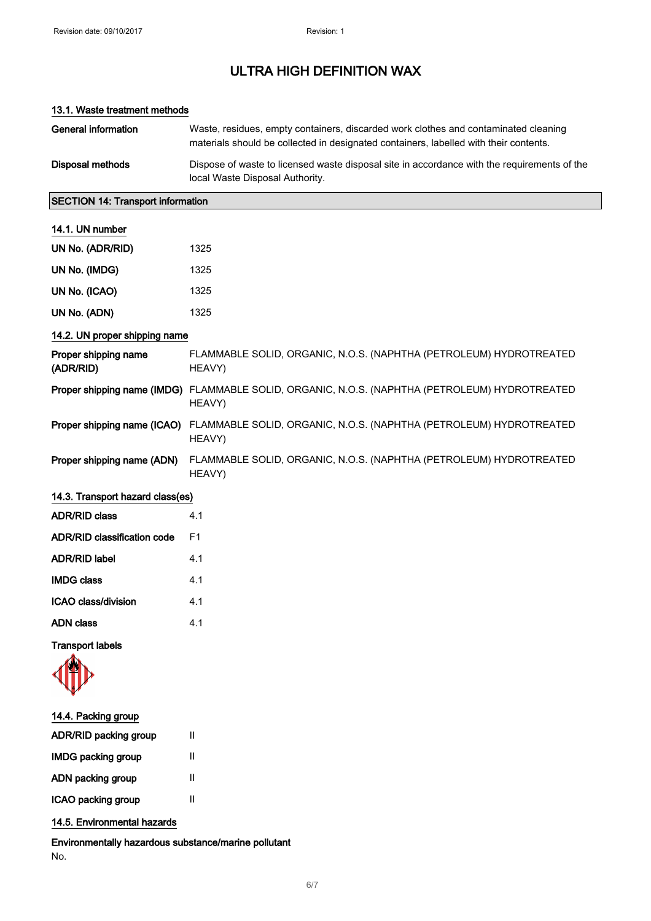# ULTRA HIGH DEFINITION WAX

### 13.1. Waste treatment methods

| | |
|---|---|
| **General information** | Waste, residues, empty containers, discarded work clothes and contaminated cleaning materials should be collected in designated containers, labelled with their contents. |
| **Disposal methods** | Dispose of waste to licensed waste disposal site in accordance with the requirements of the local Waste Disposal Authority. |

## SECTION 14: Transport information

### 14.1. UN number

| | |
|---|---|
| **UN No. (ADR/RID)** | 1325 |
| **UN No. (IMDG)** | 1325 |
| **UN No. (ICAO)** | 1325 |
| **UN No. (ADN)** | 1325 |

### 14.2. UN proper shipping name

| | |
|---|---|
| **Proper shipping name (ADR/RID)** | FLAMMABLE SOLID, ORGANIC, N.O.S. (NAPHTHA (PETROLEUM) HYDROTREATED HEAVY) |
| **Proper shipping name (IMDG)** | FLAMMABLE SOLID, ORGANIC, N.O.S. (NAPHTHA (PETROLEUM) HYDROTREATED HEAVY) |
| **Proper shipping name (ICAO)** | FLAMMABLE SOLID, ORGANIC, N.O.S. (NAPHTHA (PETROLEUM) HYDROTREATED HEAVY) |
| **Proper shipping name (ADN)** | FLAMMABLE SOLID, ORGANIC, N.O.S. (NAPHTHA (PETROLEUM) HYDROTREATED HEAVY) |

### 14.3. Transport hazard class(es)

| | |
|---|---|
| **ADR/RID class** | 4.1 |
| **ADR/RID classification code** | F1 |
| **ADR/RID label** | 4.1 |
| **IMDG class** | 4.1 |
| **ICAO class/division** | 4.1 |
| **ADN class** | 4.1 |

**Transport labels**

### 14.4. Packing group

| | |
|---|---|
| **ADR/RID packing group** | II |
| **IMDG packing group** | II |
| **ADN packing group** | II |
| **ICAO packing group** | II |

### 14.5. Environmental hazards

**Environmentally hazardous substance/marine pollutant**

No.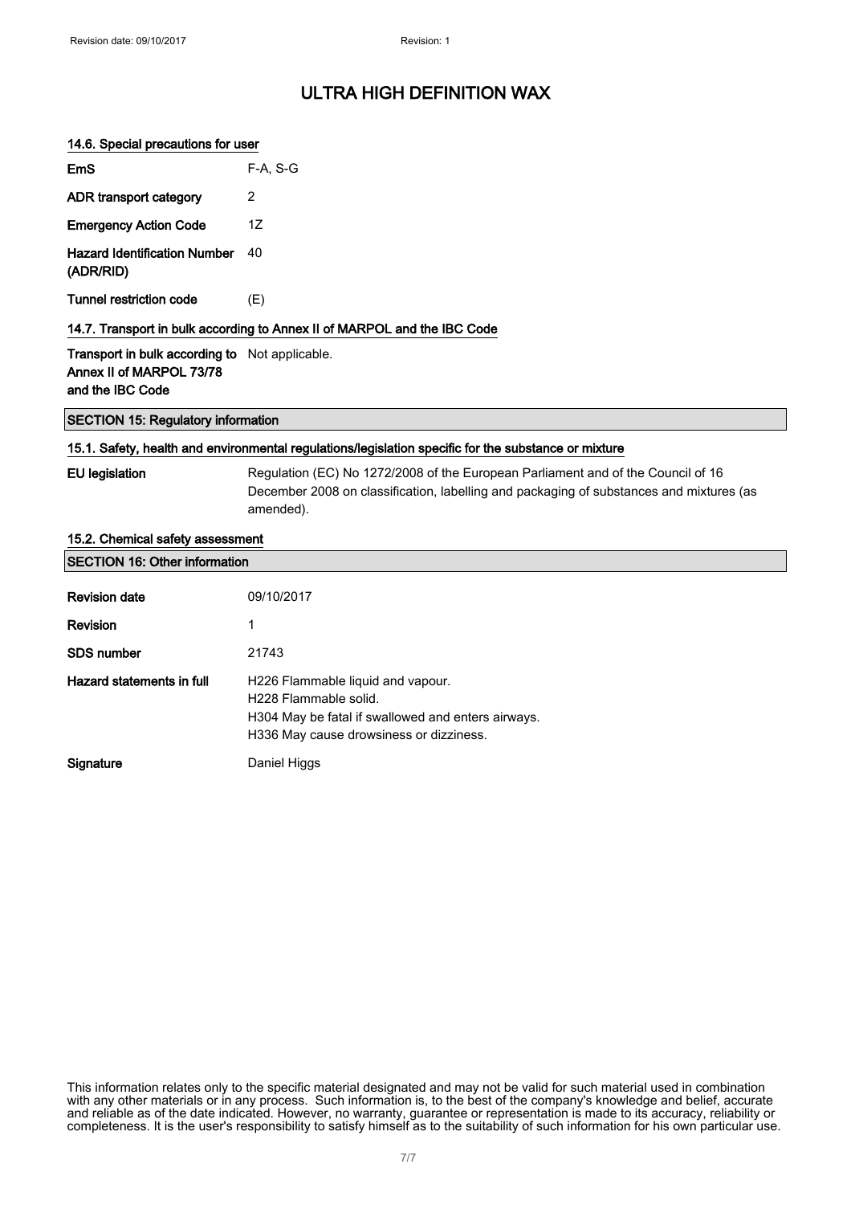# ULTRA HIGH DEFINITION WAX

#### 14.6. Special precautions for user

| | |
|---|---|
| **EmS** | F-A, S-G |
| **ADR transport category** | 2 |
| **Emergency Action Code** | 1Z |
| **Hazard Identification Number (ADR/RID)** | 40 |
| **Tunnel restriction code** | (E) |

#### 14.7. Transport in bulk according to Annex II of MARPOL and the IBC Code

| | |
|---|---|
| **Transport in bulk according to Annex II of MARPOL 73/78 and the IBC Code** | Not applicable. |

## SECTION 15: Regulatory information

#### 15.1. Safety, health and environmental regulations/legislation specific for the substance or mixture

| | |
|---|---|
| **EU legislation** | Regulation (EC) No 1272/2008 of the European Parliament and of the Council of 16 December 2008 on classification, labelling and packaging of substances and mixtures (as amended). |

#### 15.2. Chemical safety assessment

## SECTION 16: Other information

| | |
|---|---|
| **Revision date** | 09/10/2017 |
| **Revision** | 1 |
| **SDS number** | 21743 |
| **Hazard statements in full** | H226 Flammable liquid and vapour.<br>H228 Flammable solid.<br>H304 May be fatal if swallowed and enters airways.<br>H336 May cause drowsiness or dizziness. |
| **Signature** | Daniel Higgs |

This information relates only to the specific material designated and may not be valid for such material used in combination with any other materials or in any process. Such information is, to the best of the company's knowledge and belief, accurate and reliable as of the date indicated. However, no warranty, guarantee or representation is made to its accuracy, reliability or completeness. It is the user's responsibility to satisfy himself as to the suitability of such information for his own particular use.